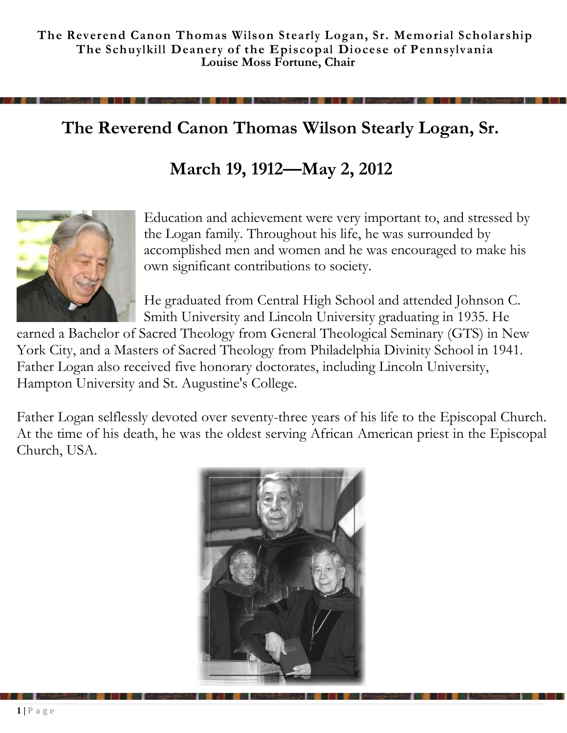**The Reverend Canon Thomas Wilson Stearly Logan, Sr. Memorial Scholarship**
**The Schuylkill Deanery of the Episcopal Diocese of Pennsylvania**
**Louise Moss Fortune, Chair**

# The Reverend Canon Thomas Wilson Stearly Logan, Sr.

## March 19, 1912—May 2, 2012

Education and achievement were very important to, and stressed by the Logan family. Throughout his life, he was surrounded by accomplished men and women and he was encouraged to make his own significant contributions to society.

He graduated from Central High School and attended Johnson C. Smith University and Lincoln University graduating in 1935. He earned a Bachelor of Sacred Theology from General Theological Seminary (GTS) in New York City, and a Masters of Sacred Theology from Philadelphia Divinity School in 1941. Father Logan also received five honorary doctorates, including Lincoln University, Hampton University and St. Augustine's College.

Father Logan selflessly devoted over seventy-three years of his life to the Episcopal Church. At the time of his death, he was the oldest serving African American priest in the Episcopal Church, USA.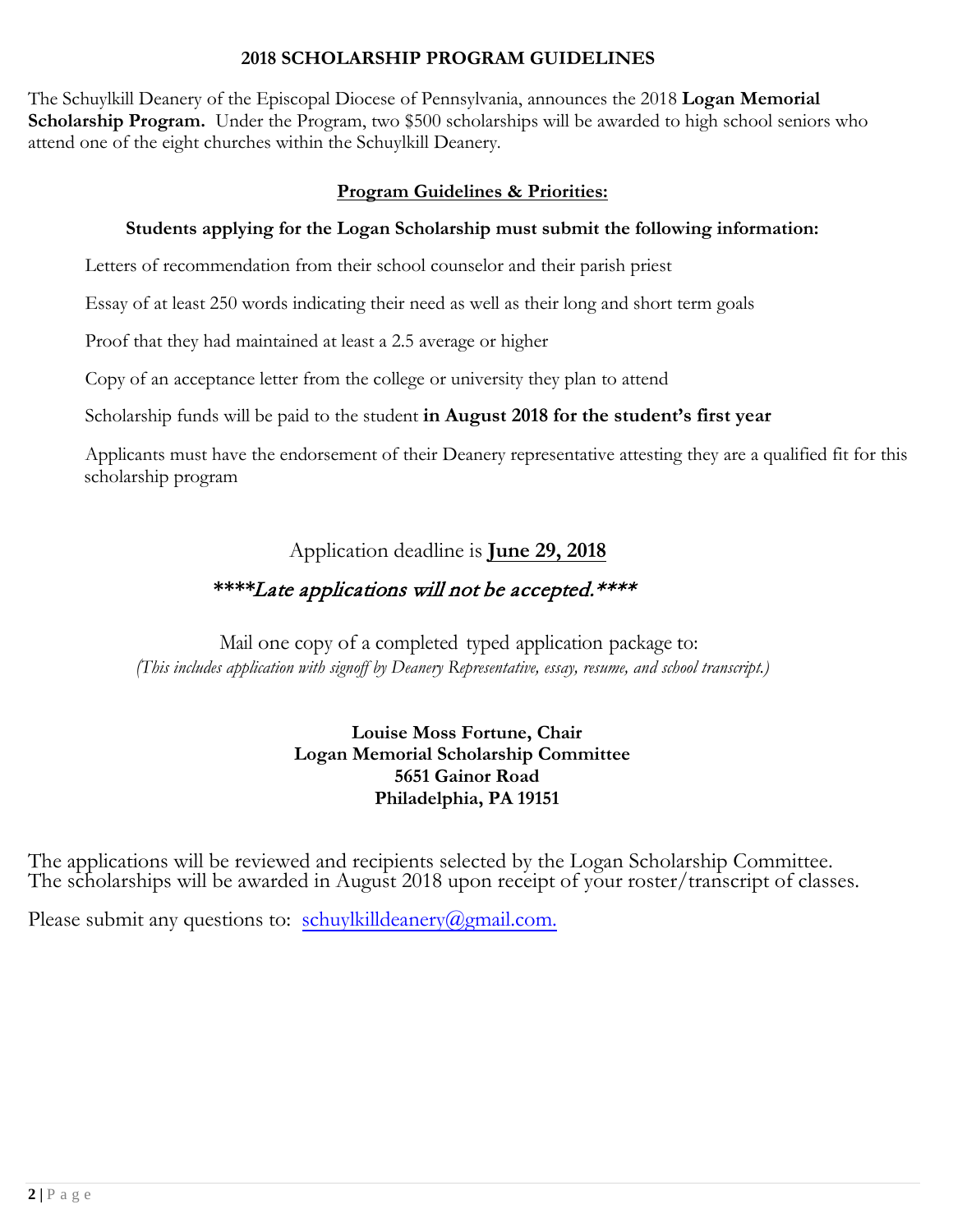# 2018 SCHOLARSHIP PROGRAM GUIDELINES

The Schuylkill Deanery of the Episcopal Diocese of Pennsylvania, announces the 2018 **Logan Memorial Scholarship Program.** Under the Program, two $500 scholarships will be awarded to high school seniors who attend one of the eight churches within the Schuylkill Deanery.

## Program Guidelines & Priorities:

**Students applying for the Logan Scholarship must submit the following information:**

Letters of recommendation from their school counselor and their parish priest

Essay of at least 250 words indicating their need as well as their long and short term goals

Proof that they had maintained at least a 2.5 average or higher

Copy of an acceptance letter from the college or university they plan to attend

Scholarship funds will be paid to the student **in August 2018 for the student's first year**

Applicants must have the endorsement of their Deanery representative attesting they are a qualified fit for this scholarship program

Application deadline is **June 29, 2018**

*\*\*\*\*Late applications will not be accepted.\*\*\*\**

Mail one copy of a completed typed application package to:
*(This includes application with signoff by Deanery Representative, essay, resume, and school transcript.)*

**Louise Moss Fortune, Chair**
**Logan Memorial Scholarship Committee**
**5651 Gainor Road**
**Philadelphia, PA 19151**

The applications will be reviewed and recipients selected by the Logan Scholarship Committee. The scholarships will be awarded in August 2018 upon receipt of your roster/transcript of classes.

Please submit any questions to: schuylkilldeanery@gmail.com.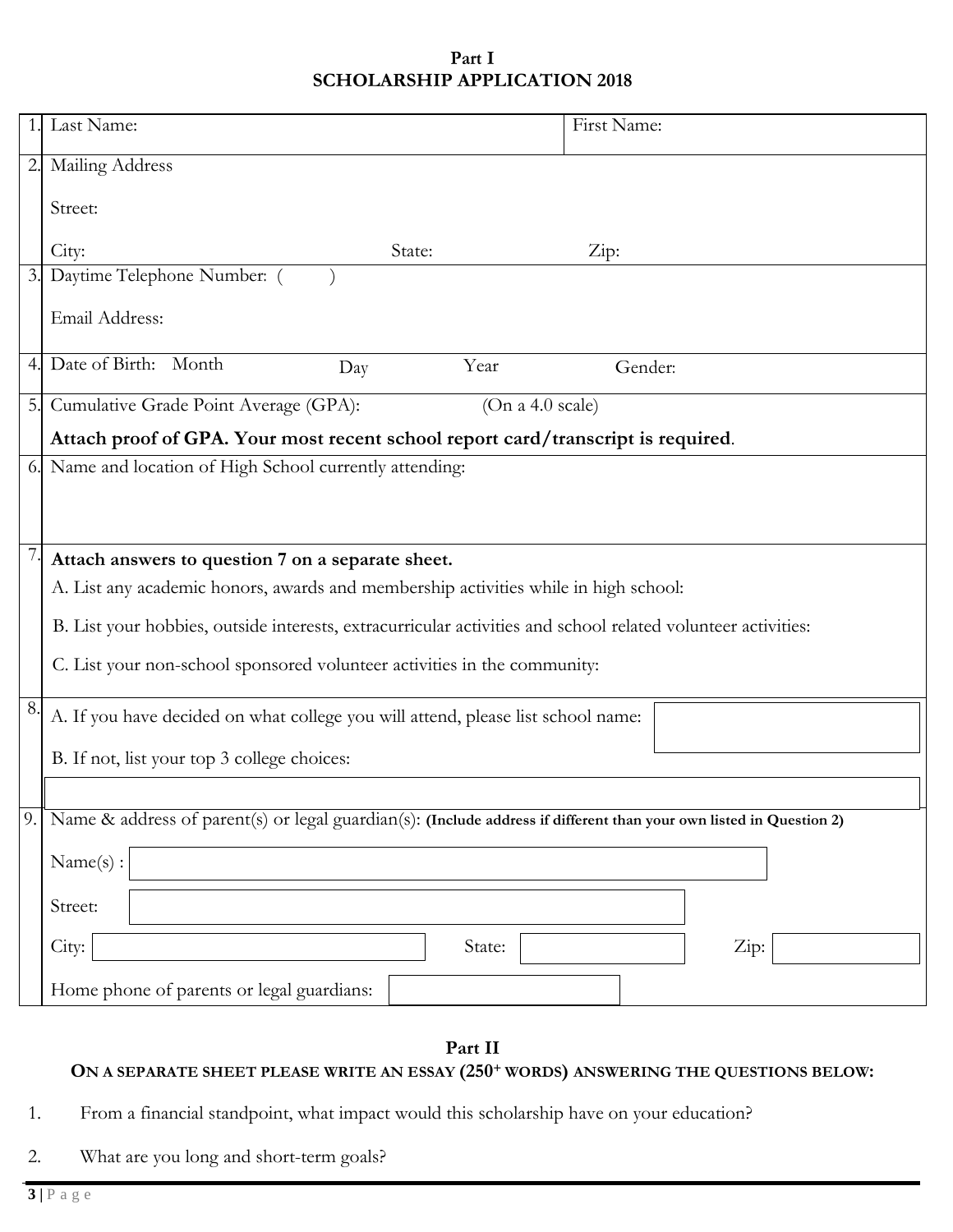**Part I**

# SCHOLARSHIP APPLICATION 2018

| | | |
|---|---|---|
| 1. | Last Name: | First Name: |
| 2. | Mailing Address<br><br>Street:<br><br>City: State: Zip: | |
| 3. | Daytime Telephone Number: ( )<br><br>Email Address: | |
| 4. | Date of Birth: Month Day Year Gender: | |
| 5. | Cumulative Grade Point Average (GPA): (On a 4.0 scale)<br><br>**Attach proof of GPA. Your most recent school report card/transcript is required**. | |
| 6. | Name and location of High School currently attending: | |
| 7. | **Attach answers to question 7 on a separate sheet.**<br>A. List any academic honors, awards and membership activities while in high school:<br>B. List your hobbies, outside interests, extracurricular activities and school related volunteer activities:<br>C. List your non-school sponsored volunteer activities in the community: | |
| 8. | A. If you have decided on what college you will attend, please list school name:<br><br>B. If not, list your top 3 college choices: | |
| 9. | Name & address of parent(s) or legal guardian(s): **(Include address if different than your own listed in Question 2)**<br><br>Name(s) :<br><br>Street:<br><br>City: State: Zip:<br><br>Home phone of parents or legal guardians: | |

**Part II**

**ON A SEPARATE SHEET PLEASE WRITE AN ESSAY (250+ WORDS) ANSWERING THE QUESTIONS BELOW:**

1. From a financial standpoint, what impact would this scholarship have on your education?

2. What are you long and short-term goals?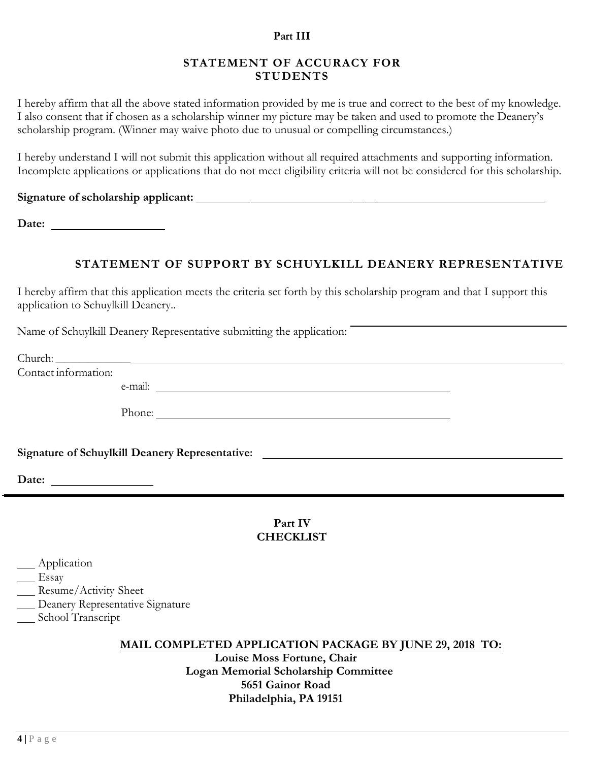**Part III**

## STATEMENT OF ACCURACY FOR STUDENTS

I hereby affirm that all the above stated information provided by me is true and correct to the best of my knowledge. I also consent that if chosen as a scholarship winner my picture may be taken and used to promote the Deanery's scholarship program. (Winner may waive photo due to unusual or compelling circumstances.)

I hereby understand I will not submit this application without all required attachments and supporting information. Incomplete applications or applications that do not meet eligibility criteria will not be considered for this scholarship.

**Signature of scholarship applicant:** ______________________________________________

**Date:** ____________________

## STATEMENT OF SUPPORT BY SCHUYLKILL DEANERY REPRESENTATIVE

I hereby affirm that this application meets the criteria set forth by this scholarship program and that I support this application to Schuylkill Deanery..

Name of Schuylkill Deanery Representative submitting the application: ______________________________

Church: ________________________________________________________________________

Contact information:

e-mail: ____________________________________________

Phone: ____________________________________________

**Signature of Schuylkill Deanery Representative:** ________________________________________

**Date:** __________________

---

**Part IV**

## CHECKLIST

___ Application  
___ Essay  
___ Resume/Activity Sheet  
___ Deanery Representative Signature  
___ School Transcript

**MAIL COMPLETED APPLICATION PACKAGE BY JUNE 29, 2018 TO:**

**Louise Moss Fortune, Chair**  
**Logan Memorial Scholarship Committee**  
**5651 Gainor Road**  
**Philadelphia, PA 19151**